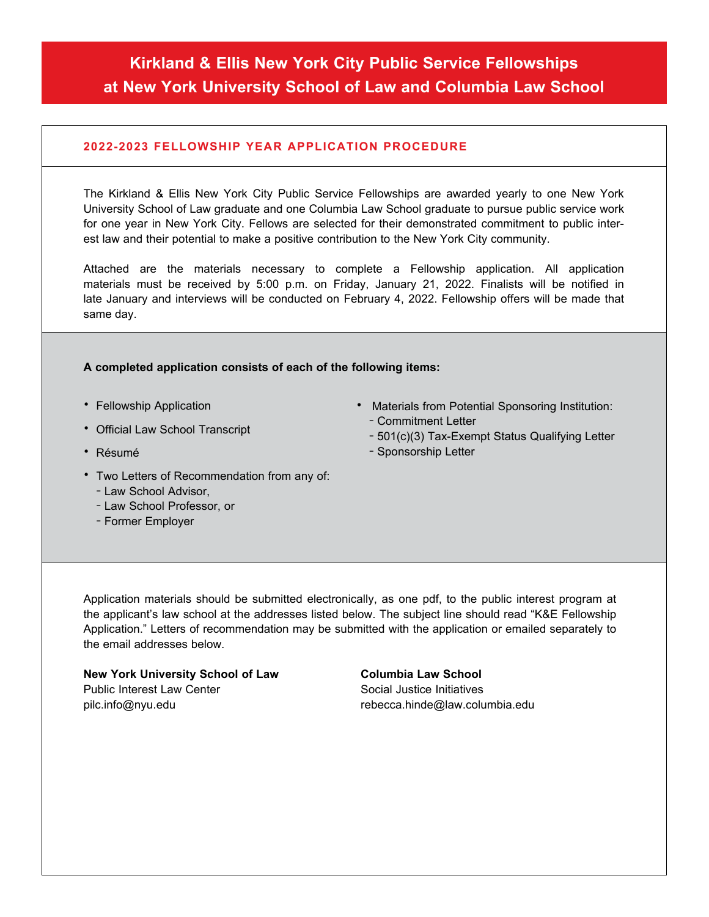# Kirkland & Ellis New York City Public Service Fellowships at New York University School of Law and Columbia Law School

## 2022-2023 FELLOWSHIP YEAR APPLICATION PROCEDURE

The Kirkland & Ellis New York City Public Service Fellowships are awarded yearly to one New York University School of Law graduate and one Columbia Law School graduate to pursue public service work for one year in New York City. Fellows are selected for their demonstrated commitment to public interest law and their potential to make a positive contribution to the New York City community.

Attached are the materials necessary to complete a Fellowship application. All application materials must be received by 5:00 p.m. on Friday, January 21, 2022. Finalists will be notified in late January and interviews will be conducted on February 4, 2022. Fellowship offers will be made that same day.

**A completed application consists of each of the following items:**

- Fellowship Application
- Official Law School Transcript
- Résumé
- Two Letters of Recommendation from any of:
  - Law School Advisor,
  - Law School Professor, or
  - Former Employer
- Materials from Potential Sponsoring Institution:
  - Commitment Letter
  - 501(c)(3) Tax-Exempt Status Qualifying Letter
  - Sponsorship Letter

Application materials should be submitted electronically, as one pdf, to the public interest program at the applicant's law school at the addresses listed below. The subject line should read "K&E Fellowship Application." Letters of recommendation may be submitted with the application or emailed separately to the email addresses below.

**New York University School of Law**
Public Interest Law Center
pilc.info@nyu.edu

**Columbia Law School**
Social Justice Initiatives
rebecca.hinde@law.columbia.edu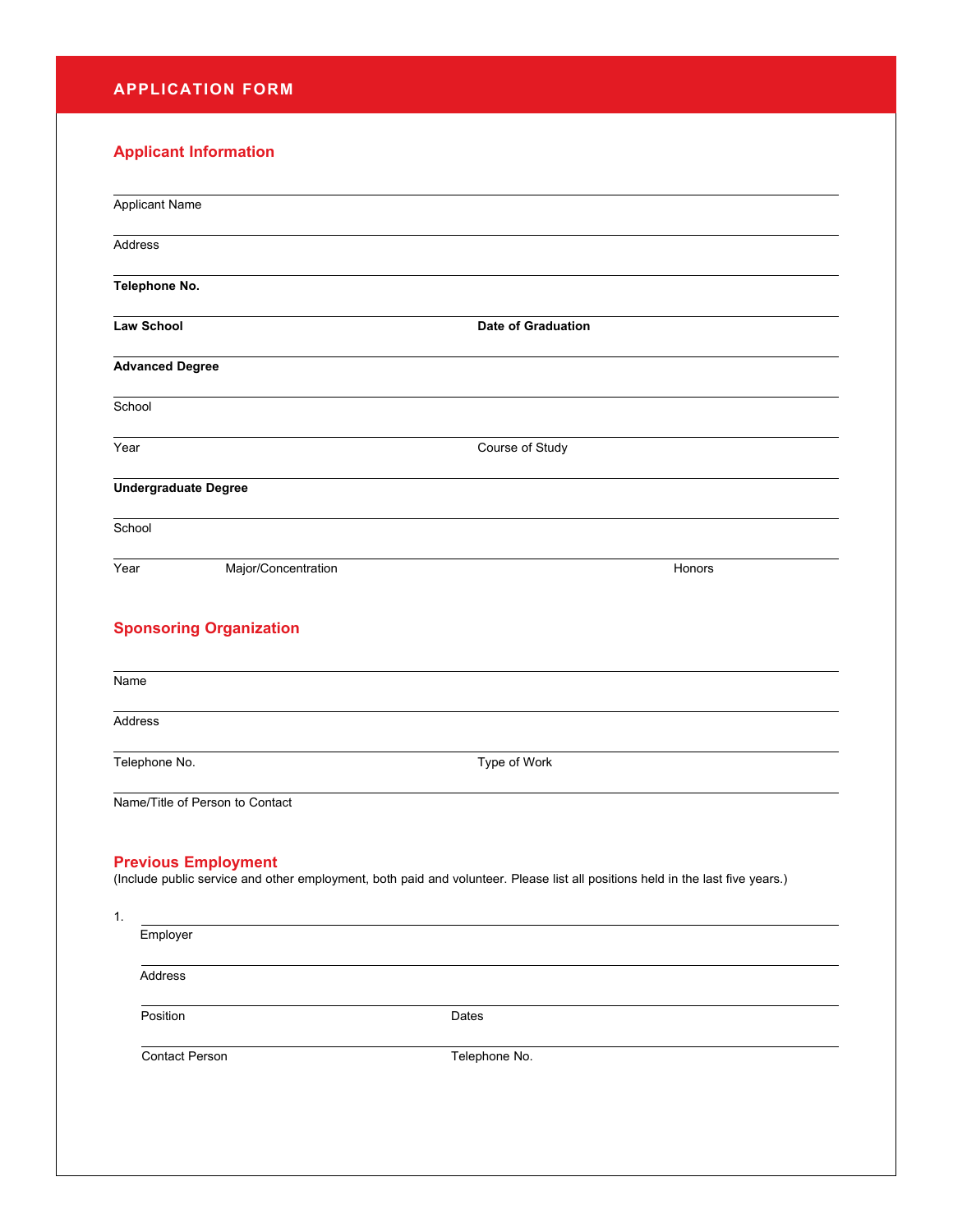# APPLICATION FORM

## Applicant Information

Applicant Name

Address

**Telephone No.**

**Law School** **Date of Graduation**

**Advanced Degree**

School

Year Course of Study

**Undergraduate Degree**

School

Year Major/Concentration Honors

## Sponsoring Organization

Name

Address

Telephone No. Type of Work

Name/Title of Person to Contact

## Previous Employment

(Include public service and other employment, both paid and volunteer. Please list all positions held in the last five years.)

1. Employer

   Address

   Position Dates

   Contact Person Telephone No.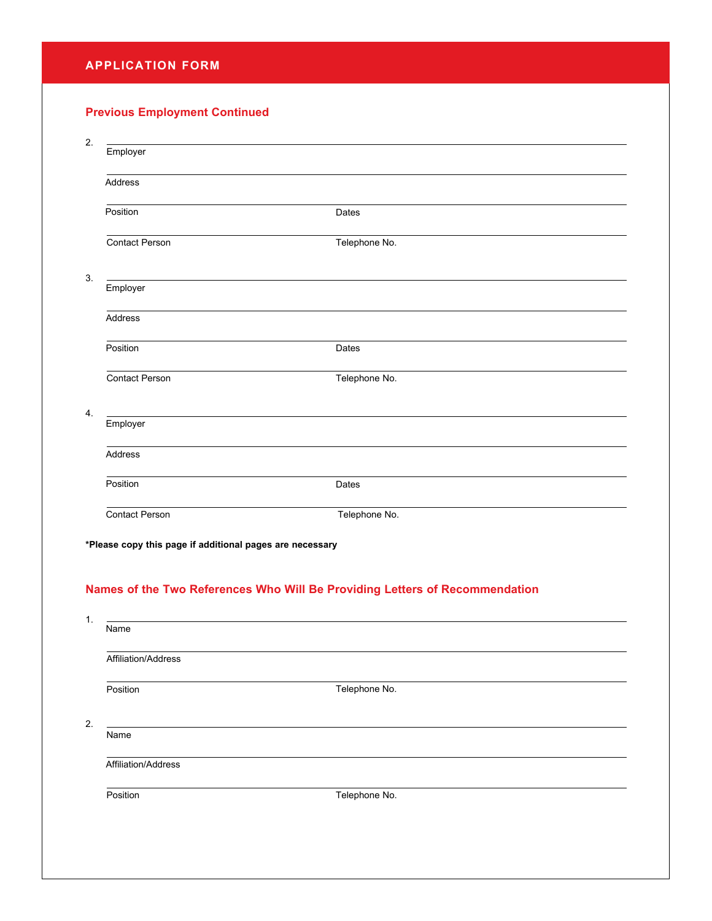## APPLICATION FORM

### Previous Employment Continued

2. \_\_\_\_\_\_\_\_\_\_\_\_\_\_\_\_\_\_\_\_\_\_\_\_\_\_\_\_\_\_\_\_\_\_\_\_\_\_\_\_
Employer

\_\_\_\_\_\_\_\_\_\_\_\_\_\_\_\_\_\_\_\_\_\_\_\_\_\_\_\_\_\_\_\_\_\_\_\_\_\_\_\_
Address

\_\_\_\_\_\_\_\_\_\_\_\_\_\_\_\_\_\_\_\_\_\_\_\_\_\_\_\_\_\_\_\_\_\_\_\_\_\_\_\_
Position Dates

\_\_\_\_\_\_\_\_\_\_\_\_\_\_\_\_\_\_\_\_\_\_\_\_\_\_\_\_\_\_\_\_\_\_\_\_\_\_\_\_
Contact Person Telephone No.

3. \_\_\_\_\_\_\_\_\_\_\_\_\_\_\_\_\_\_\_\_\_\_\_\_\_\_\_\_\_\_\_\_\_\_\_\_\_\_\_\_
Employer

\_\_\_\_\_\_\_\_\_\_\_\_\_\_\_\_\_\_\_\_\_\_\_\_\_\_\_\_\_\_\_\_\_\_\_\_\_\_\_\_
Address

\_\_\_\_\_\_\_\_\_\_\_\_\_\_\_\_\_\_\_\_\_\_\_\_\_\_\_\_\_\_\_\_\_\_\_\_\_\_\_\_
Position Dates

\_\_\_\_\_\_\_\_\_\_\_\_\_\_\_\_\_\_\_\_\_\_\_\_\_\_\_\_\_\_\_\_\_\_\_\_\_\_\_\_
Contact Person Telephone No.

4. \_\_\_\_\_\_\_\_\_\_\_\_\_\_\_\_\_\_\_\_\_\_\_\_\_\_\_\_\_\_\_\_\_\_\_\_\_\_\_\_
Employer

\_\_\_\_\_\_\_\_\_\_\_\_\_\_\_\_\_\_\_\_\_\_\_\_\_\_\_\_\_\_\_\_\_\_\_\_\_\_\_\_
Address

\_\_\_\_\_\_\_\_\_\_\_\_\_\_\_\_\_\_\_\_\_\_\_\_\_\_\_\_\_\_\_\_\_\_\_\_\_\_\_\_
Position Dates

\_\_\_\_\_\_\_\_\_\_\_\_\_\_\_\_\_\_\_\_\_\_\_\_\_\_\_\_\_\_\_\_\_\_\_\_\_\_\_\_
Contact Person Telephone No.

**\*Please copy this page if additional pages are necessary**

### Names of the Two References Who Will Be Providing Letters of Recommendation

1. \_\_\_\_\_\_\_\_\_\_\_\_\_\_\_\_\_\_\_\_\_\_\_\_\_\_\_\_\_\_\_\_\_\_\_\_\_\_\_\_
Name

\_\_\_\_\_\_\_\_\_\_\_\_\_\_\_\_\_\_\_\_\_\_\_\_\_\_\_\_\_\_\_\_\_\_\_\_\_\_\_\_
Affiliation/Address

\_\_\_\_\_\_\_\_\_\_\_\_\_\_\_\_\_\_\_\_\_\_\_\_\_\_\_\_\_\_\_\_\_\_\_\_\_\_\_\_
Position Telephone No.

2. \_\_\_\_\_\_\_\_\_\_\_\_\_\_\_\_\_\_\_\_\_\_\_\_\_\_\_\_\_\_\_\_\_\_\_\_\_\_\_\_
Name

\_\_\_\_\_\_\_\_\_\_\_\_\_\_\_\_\_\_\_\_\_\_\_\_\_\_\_\_\_\_\_\_\_\_\_\_\_\_\_\_
Affiliation/Address

\_\_\_\_\_\_\_\_\_\_\_\_\_\_\_\_\_\_\_\_\_\_\_\_\_\_\_\_\_\_\_\_\_\_\_\_\_\_\_\_
Position Telephone No.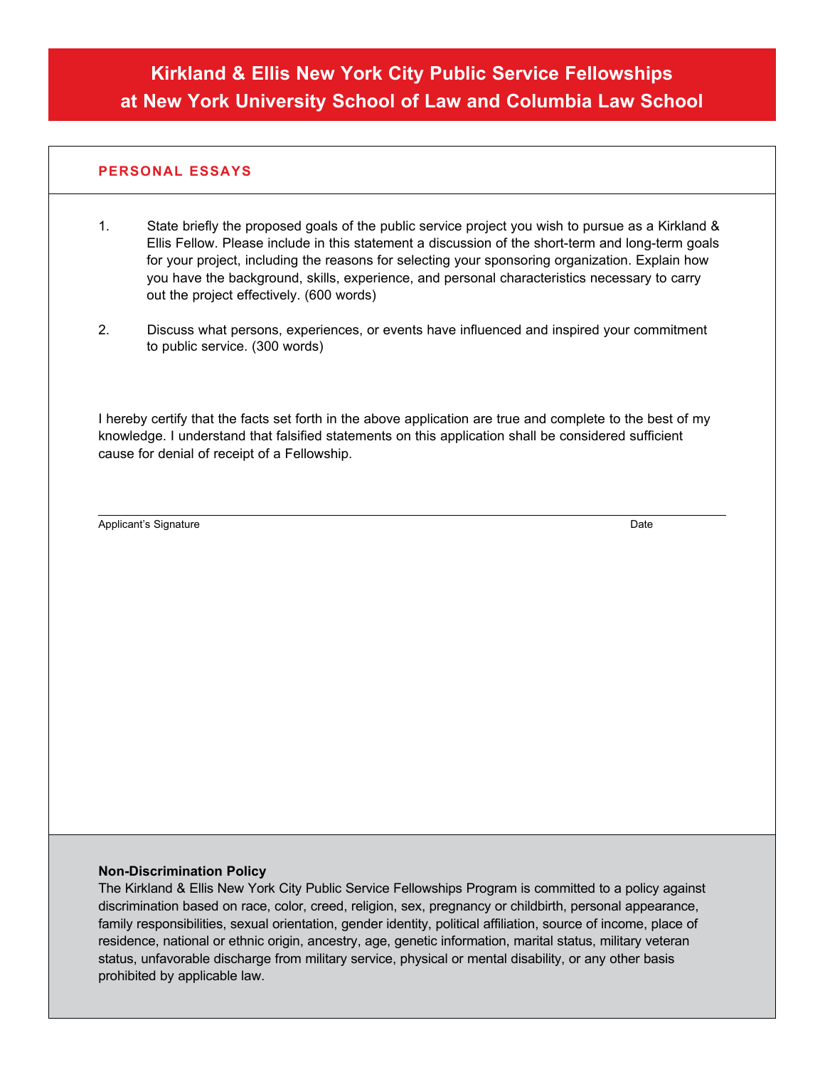# Kirkland & Ellis New York City Public Service Fellowships at New York University School of Law and Columbia Law School

## PERSONAL ESSAYS

1. State briefly the proposed goals of the public service project you wish to pursue as a Kirkland & Ellis Fellow. Please include in this statement a discussion of the short-term and long-term goals for your project, including the reasons for selecting your sponsoring organization. Explain how you have the background, skills, experience, and personal characteristics necessary to carry out the project effectively. (600 words)

2. Discuss what persons, experiences, or events have influenced and inspired your commitment to public service. (300 words)

I hereby certify that the facts set forth in the above application are true and complete to the best of my knowledge. I understand that falsified statements on this application shall be considered sufficient cause for denial of receipt of a Fellowship.

Applicant's Signature　　　　　　　　　　　　　　　　　　　　Date

**Non-Discrimination Policy**

The Kirkland & Ellis New York City Public Service Fellowships Program is committed to a policy against discrimination based on race, color, creed, religion, sex, pregnancy or childbirth, personal appearance, family responsibilities, sexual orientation, gender identity, political affiliation, source of income, place of residence, national or ethnic origin, ancestry, age, genetic information, marital status, military veteran status, unfavorable discharge from military service, physical or mental disability, or any other basis prohibited by applicable law.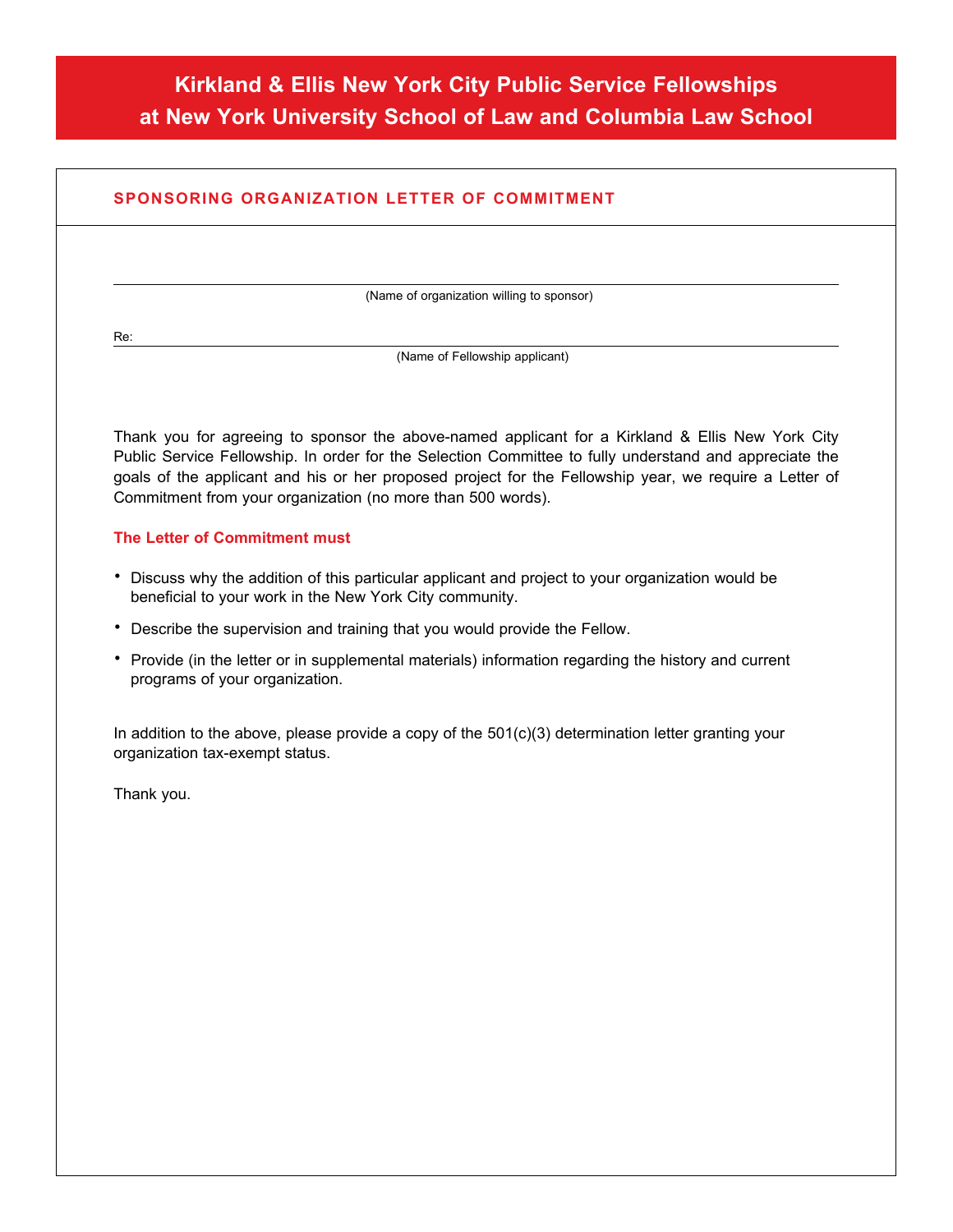# Kirkland & Ellis New York City Public Service Fellowships at New York University School of Law and Columbia Law School

## SPONSORING ORGANIZATION LETTER OF COMMITMENT

\_\_\_\_\_\_\_\_\_\_\_\_\_\_\_\_\_\_\_\_\_\_\_\_\_\_\_\_\_\_\_\_\_\_\_\_\_\_\_\_\_\_\_\_\_\_\_\_

(Name of organization willing to sponsor)

Re: \_\_\_\_\_\_\_\_\_\_\_\_\_\_\_\_\_\_\_\_\_\_\_\_\_\_\_\_\_\_\_\_\_\_\_\_\_\_\_\_\_\_\_\_\_\_\_\_

(Name of Fellowship applicant)

Thank you for agreeing to sponsor the above-named applicant for a Kirkland & Ellis New York City Public Service Fellowship. In order for the Selection Committee to fully understand and appreciate the goals of the applicant and his or her proposed project for the Fellowship year, we require a Letter of Commitment from your organization (no more than 500 words).

**The Letter of Commitment must**

- Discuss why the addition of this particular applicant and project to your organization would be beneficial to your work in the New York City community.
- Describe the supervision and training that you would provide the Fellow.
- Provide (in the letter or in supplemental materials) information regarding the history and current programs of your organization.

In addition to the above, please provide a copy of the 501(c)(3) determination letter granting your organization tax-exempt status.

Thank you.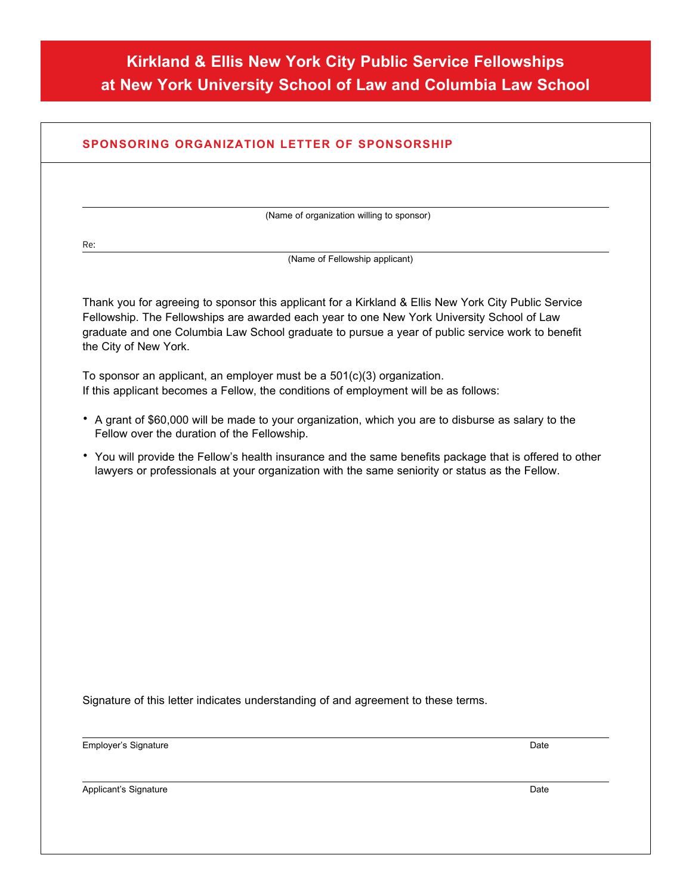# Kirkland & Ellis New York City Public Service Fellowships at New York University School of Law and Columbia Law School

## SPONSORING ORGANIZATION LETTER OF SPONSORSHIP

\_\_\_\_\_\_\_\_\_\_\_\_\_\_\_\_\_\_\_\_\_\_\_\_\_\_\_\_\_\_\_\_\_\_\_\_\_\_\_\_\_\_\_\_

(Name of organization willing to sponsor)

Re: \_\_\_\_\_\_\_\_\_\_\_\_\_\_\_\_\_\_\_\_\_\_\_\_\_\_\_\_\_\_\_\_\_\_\_\_\_\_\_\_\_\_\_\_

(Name of Fellowship applicant)

Thank you for agreeing to sponsor this applicant for a Kirkland & Ellis New York City Public Service Fellowship. The Fellowships are awarded each year to one New York University School of Law graduate and one Columbia Law School graduate to pursue a year of public service work to benefit the City of New York.

To sponsor an applicant, an employer must be a 501(c)(3) organization.
If this applicant becomes a Fellow, the conditions of employment will be as follows:

- A grant of $60,000 will be made to your organization, which you are to disburse as salary to the Fellow over the duration of the Fellowship.
- You will provide the Fellow's health insurance and the same benefits package that is offered to other lawyers or professionals at your organization with the same seniority or status as the Fellow.

Signature of this letter indicates understanding of and agreement to these terms.

\_\_\_\_\_\_\_\_\_\_\_\_\_\_\_\_\_\_\_\_\_\_\_\_\_\_\_\_\_\_\_\_\_\_\_\_\_\_\_\_\_\_\_\_

Employer's Signature Date

\_\_\_\_\_\_\_\_\_\_\_\_\_\_\_\_\_\_\_\_\_\_\_\_\_\_\_\_\_\_\_\_\_\_\_\_\_\_\_\_\_\_\_\_

Applicant's Signature Date